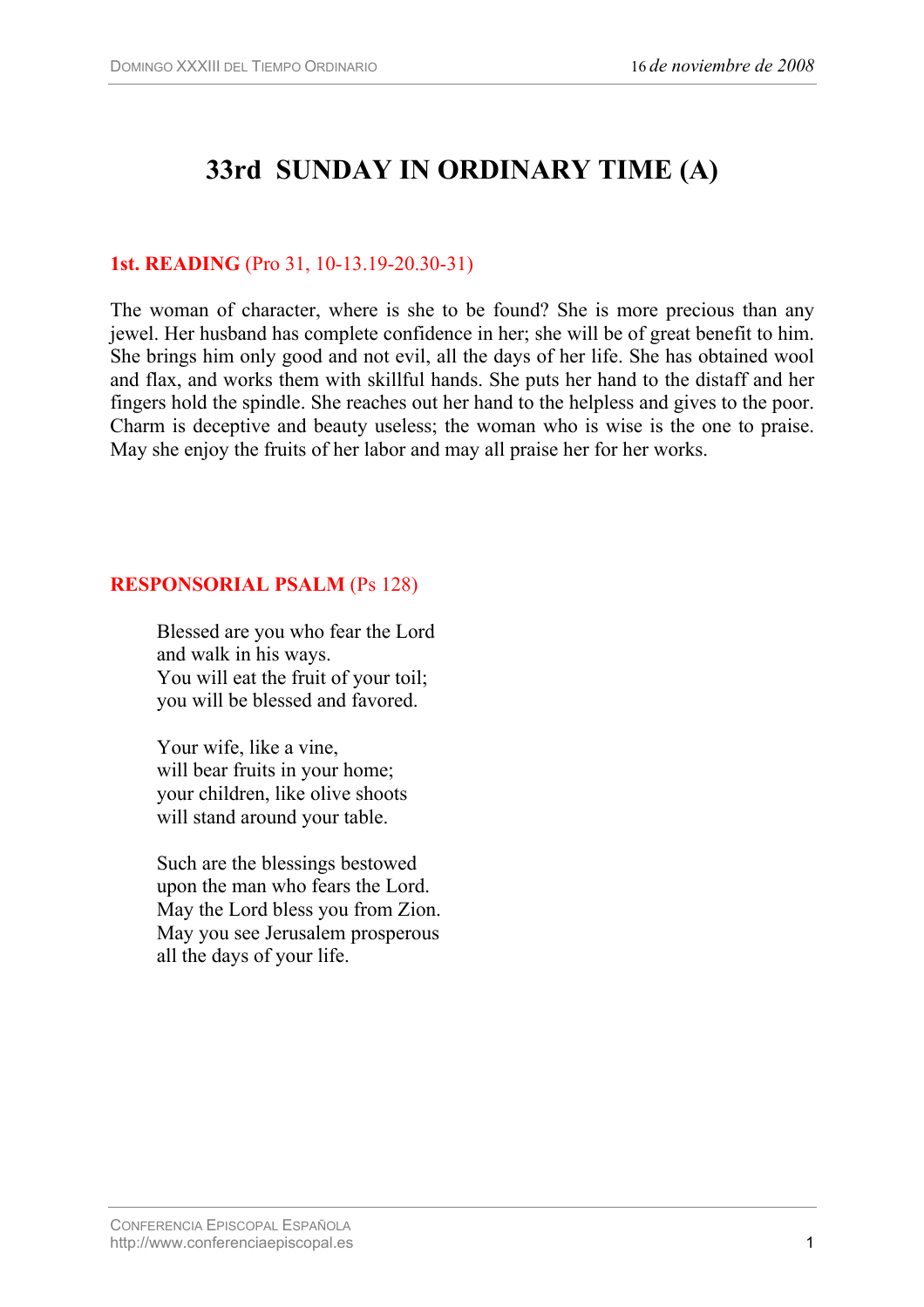# 33rd SUNDAY IN ORDINARY TIME (A)

**1st. READING** (Pro 31, 10-13.19-20.30-31)

The woman of character, where is she to be found? She is more precious than any jewel. Her husband has complete confidence in her; she will be of great benefit to him. She brings him only good and not evil, all the days of her life. She has obtained wool and flax, and works them with skillful hands. She puts her hand to the distaff and her fingers hold the spindle. She reaches out her hand to the helpless and gives to the poor. Charm is deceptive and beauty useless; the woman who is wise is the one to praise. May she enjoy the fruits of her labor and may all praise her for her works.

**RESPONSORIAL PSALM** (Ps 128)

Blessed are you who fear the Lord
and walk in his ways.
You will eat the fruit of your toil;
you will be blessed and favored.

Your wife, like a vine,
will bear fruits in your home;
your children, like olive shoots
will stand around your table.

Such are the blessings bestowed
upon the man who fears the Lord.
May the Lord bless you from Zion.
May you see Jerusalem prosperous
all the days of your life.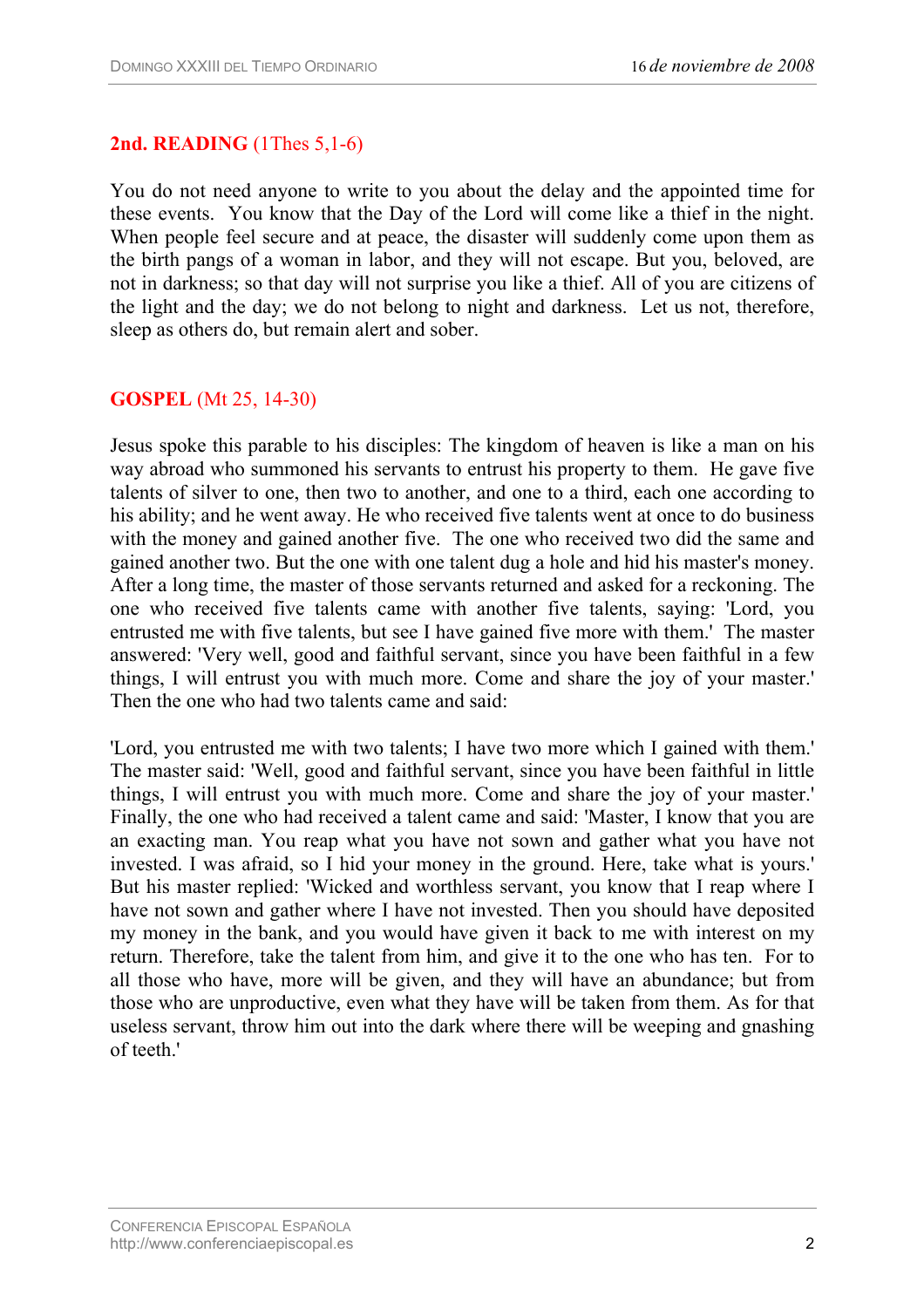## **2nd. READING** (1Thes 5,1-6)

You do not need anyone to write to you about the delay and the appointed time for these events. You know that the Day of the Lord will come like a thief in the night. When people feel secure and at peace, the disaster will suddenly come upon them as the birth pangs of a woman in labor, and they will not escape. But you, beloved, are not in darkness; so that day will not surprise you like a thief. All of you are citizens of the light and the day; we do not belong to night and darkness. Let us not, therefore, sleep as others do, but remain alert and sober.

## **GOSPEL** (Mt 25, 14-30)

Jesus spoke this parable to his disciples: The kingdom of heaven is like a man on his way abroad who summoned his servants to entrust his property to them. He gave five talents of silver to one, then two to another, and one to a third, each one according to his ability; and he went away. He who received five talents went at once to do business with the money and gained another five. The one who received two did the same and gained another two. But the one with one talent dug a hole and hid his master's money. After a long time, the master of those servants returned and asked for a reckoning. The one who received five talents came with another five talents, saying: 'Lord, you entrusted me with five talents, but see I have gained five more with them.' The master answered: 'Very well, good and faithful servant, since you have been faithful in a few things, I will entrust you with much more. Come and share the joy of your master.' Then the one who had two talents came and said:

'Lord, you entrusted me with two talents; I have two more which I gained with them.' The master said: 'Well, good and faithful servant, since you have been faithful in little things, I will entrust you with much more. Come and share the joy of your master.' Finally, the one who had received a talent came and said: 'Master, I know that you are an exacting man. You reap what you have not sown and gather what you have not invested. I was afraid, so I hid your money in the ground. Here, take what is yours.' But his master replied: 'Wicked and worthless servant, you know that I reap where I have not sown and gather where I have not invested. Then you should have deposited my money in the bank, and you would have given it back to me with interest on my return. Therefore, take the talent from him, and give it to the one who has ten. For to all those who have, more will be given, and they will have an abundance; but from those who are unproductive, even what they have will be taken from them. As for that useless servant, throw him out into the dark where there will be weeping and gnashing of teeth.'